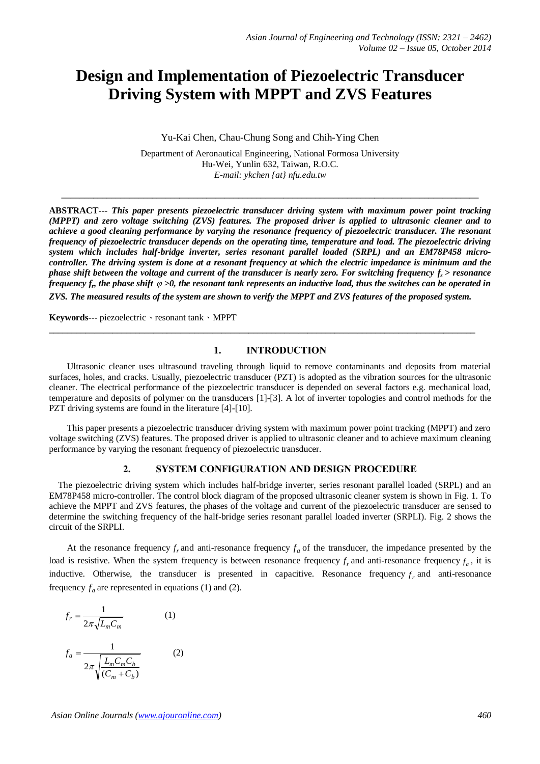# Design and Implementation of Piezoelectric Transducer Driving System with MPPT and ZVS Features

Yu-Kai Chen, Chau-Chung Song and Chih-Ying Chen

Department of Aeronautical Engineering, National Formosa University
Hu-Wei, Yunlin 632, Taiwan, R.O.C.
*E-mail: ykchen {at} nfu.edu.tw*

---

**ABSTRACT---** ***This paper presents piezoelectric transducer driving system with maximum power point tracking (MPPT) and zero voltage switching (ZVS) features. The proposed driver is applied to ultrasonic cleaner and to achieve a good cleaning performance by varying the resonance frequency of piezoelectric transducer. The resonant frequency of piezoelectric transducer depends on the operating time, temperature and load. The piezoelectric driving system which includes half-bridge inverter, series resonant parallel loaded (SRPL) and an EM78P458 micro-controller. The driving system is done at a resonant frequency at which the electric impedance is minimum and the phase shift between the voltage and current of the transducer is nearly zero. For switching frequency $f_s$ > resonance frequency $f_r$, the phase shift $\varphi$ >0, the resonant tank represents an inductive load, thus the switches can be operated in ZVS. The measured results of the system are shown to verify the MPPT and ZVS features of the proposed system.***

**Keywords---** piezoelectric、resonant tank、MPPT

---

## 1. INTRODUCTION

Ultrasonic cleaner uses ultrasound traveling through liquid to remove contaminants and deposits from material surfaces, holes, and cracks. Usually, piezoelectric transducer (PZT) is adopted as the vibration sources for the ultrasonic cleaner. The electrical performance of the piezoelectric transducer is depended on several factors e.g. mechanical load, temperature and deposits of polymer on the transducers [1]-[3]. A lot of inverter topologies and control methods for the PZT driving systems are found in the literature [4]-[10].

This paper presents a piezoelectric transducer driving system with maximum power point tracking (MPPT) and zero voltage switching (ZVS) features. The proposed driver is applied to ultrasonic cleaner and to achieve maximum cleaning performance by varying the resonant frequency of piezoelectric transducer.

## 2. SYSTEM CONFIGURATION AND DESIGN PROCEDURE

The piezoelectric driving system which includes half-bridge inverter, series resonant parallel loaded (SRPL) and an EM78P458 micro-controller. The control block diagram of the proposed ultrasonic cleaner system is shown in Fig. 1. To achieve the MPPT and ZVS features, the phases of the voltage and current of the piezoelectric transducer are sensed to determine the switching frequency of the half-bridge series resonant parallel loaded inverter (SRPLI). Fig. 2 shows the circuit of the SRPLI.

At the resonance frequency $f_r$ and anti-resonance frequency $f_a$ of the transducer, the impedance presented by the load is resistive. When the system frequency is between resonance frequency $f_r$ and anti-resonance frequency $f_a$, it is inductive. Otherwise, the transducer is presented in capacitive. Resonance frequency $f_r$ and anti-resonance frequency $f_a$ are represented in equations (1) and (2).

$$f_r = \frac{1}{2\pi\sqrt{L_m C_m}} \qquad (1)$$

$$f_a = \frac{1}{2\pi\sqrt{\dfrac{L_m C_m C_b}{(C_m + C_b)}}} \qquad (2)$$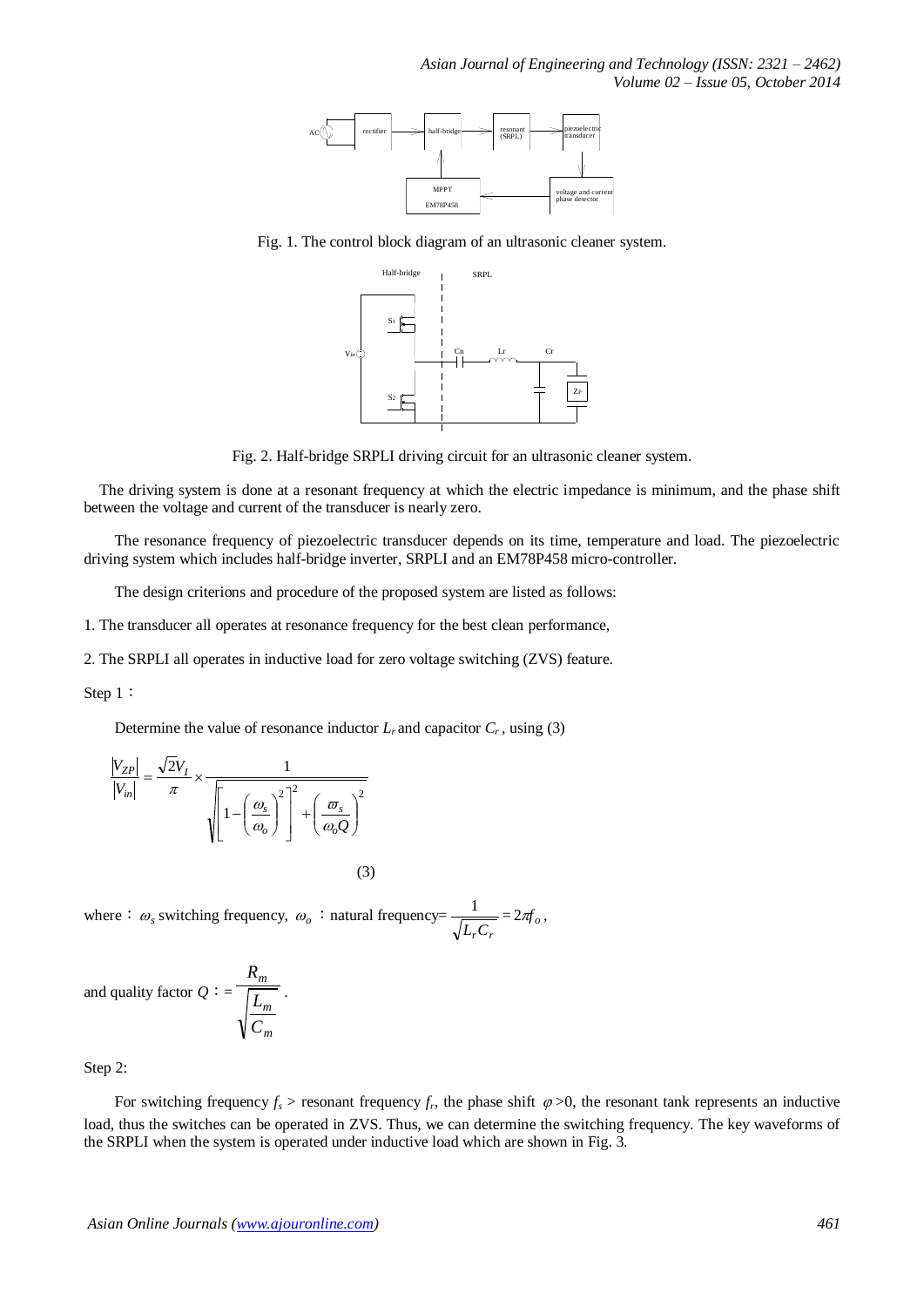Fig. 1. The control block diagram of an ultrasonic cleaner system.

Fig. 2. Half-bridge SRPLI driving circuit for an ultrasonic cleaner system.

The driving system is done at a resonant frequency at which the electric impedance is minimum, and the phase shift between the voltage and current of the transducer is nearly zero.

The resonance frequency of piezoelectric transducer depends on its time, temperature and load. The piezoelectric driving system which includes half-bridge inverter, SRPLI and an EM78P458 micro-controller.

The design criterions and procedure of the proposed system are listed as follows:

1. The transducer all operates at resonance frequency for the best clean performance,

2. The SRPLI all operates in inductive load for zero voltage switching (ZVS) feature.

Step 1：

Determine the value of resonance inductor $L_r$ and capacitor $C_r$ , using (3)

$$\frac{|V_{ZP}|}{|V_{in}|} = \frac{\sqrt{2}V_I}{\pi} \times \frac{1}{\sqrt{\left[1-\left(\frac{\omega_s}{\omega_o}\right)^2\right]^2 + \left(\frac{\varpi_s}{\omega_o Q}\right)^2}} \tag{3}$$

where： $\omega_s$ switching frequency, $\omega_o$ ：natural frequency= $\frac{1}{\sqrt{L_r C_r}} = 2\pi f_o$ ,

and quality factor $Q$ ：= $\frac{R_m}{\sqrt{\frac{L_m}{C_m}}}$ .

Step 2:

For switching frequency $f_s$ > resonant frequency $f_r$, the phase shift $\varphi$ >0, the resonant tank represents an inductive load, thus the switches can be operated in ZVS. Thus, we can determine the switching frequency. The key waveforms of the SRPLI when the system is operated under inductive load which are shown in Fig. 3.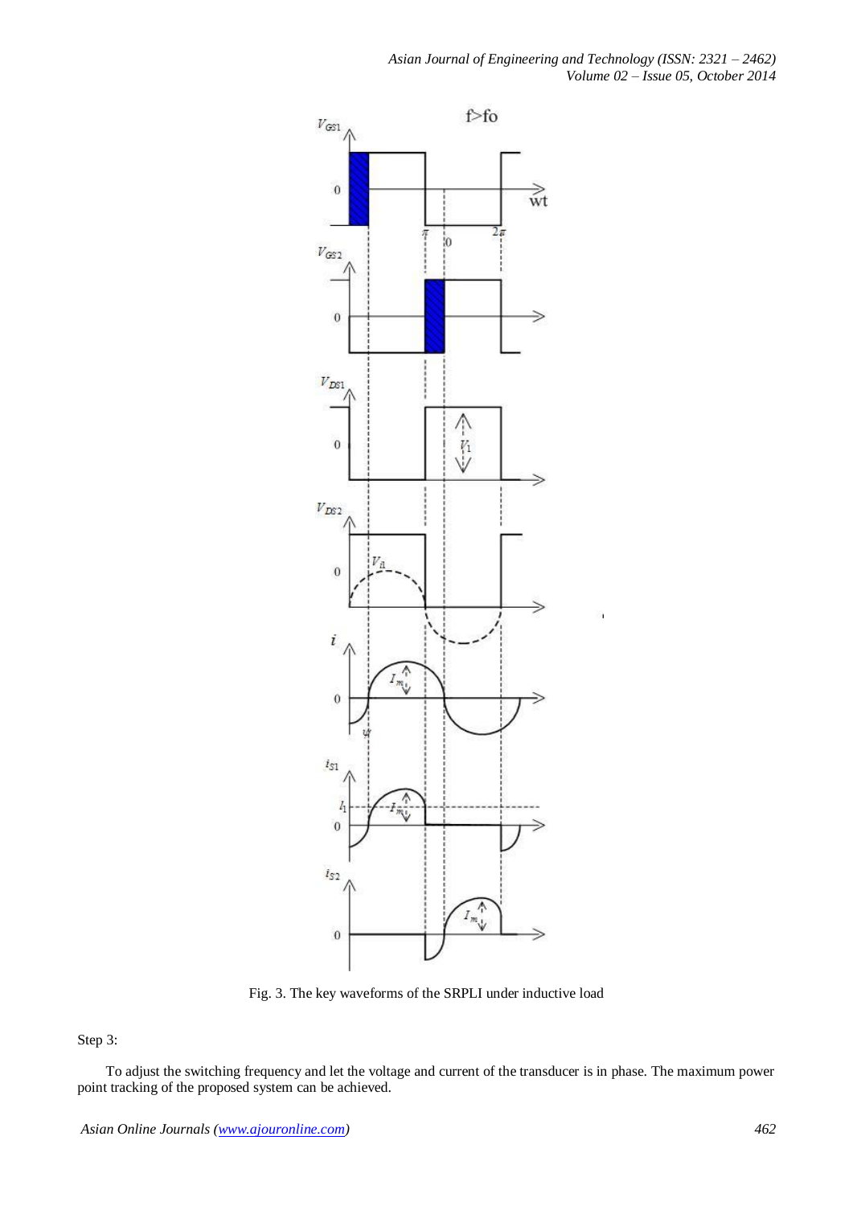Fig. 3. The key waveforms of the SRPLI under inductive load

Step 3:

To adjust the switching frequency and let the voltage and current of the transducer is in phase. The maximum power point tracking of the proposed system can be achieved.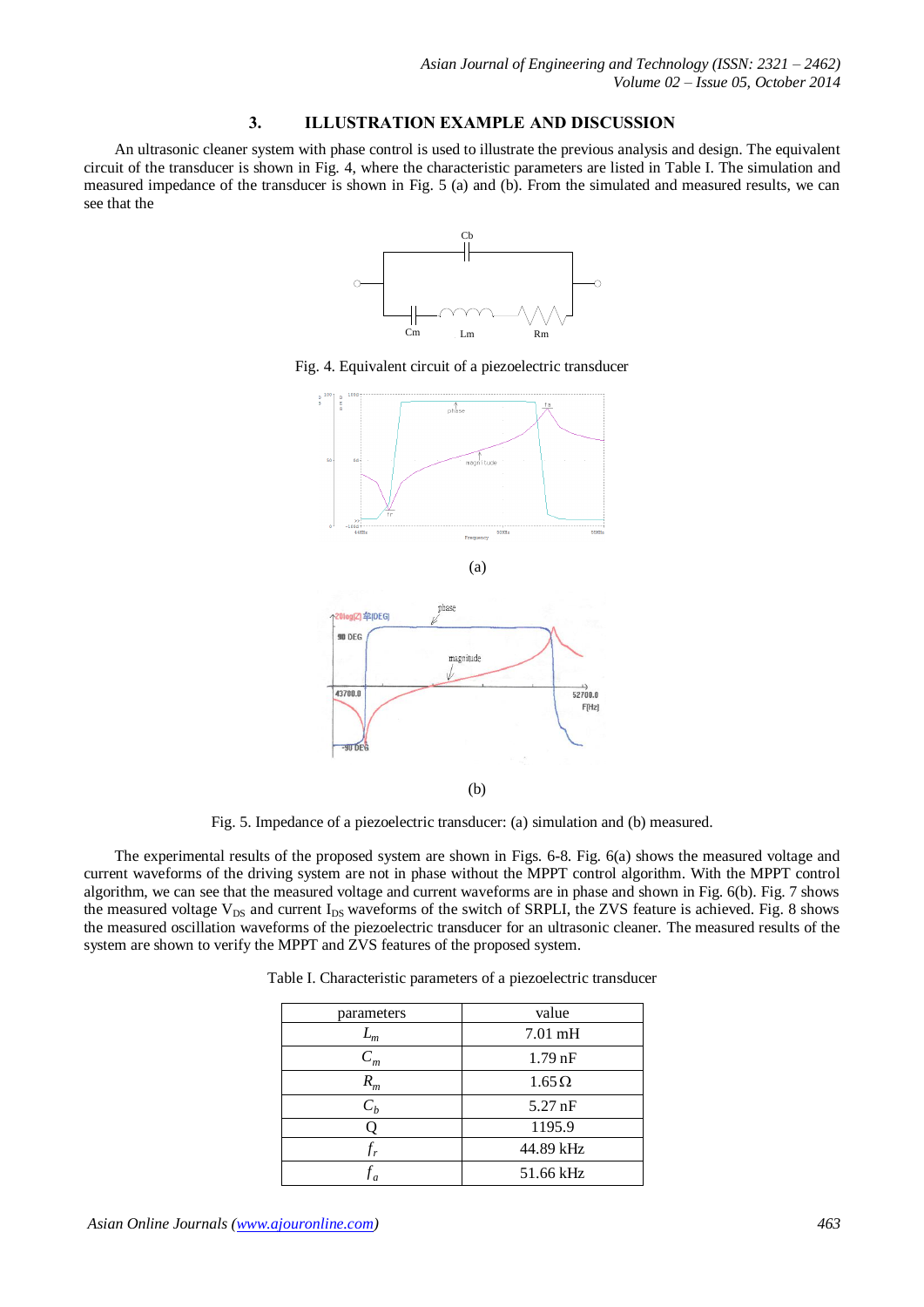## 3. ILLUSTRATION EXAMPLE AND DISCUSSION

An ultrasonic cleaner system with phase control is used to illustrate the previous analysis and design. The equivalent circuit of the transducer is shown in Fig. 4, where the characteristic parameters are listed in Table I. The simulation and measured impedance of the transducer is shown in Fig. 5 (a) and (b). From the simulated and measured results, we can see that the

Fig. 4. Equivalent circuit of a piezoelectric transducer

(a)

(b)

Fig. 5. Impedance of a piezoelectric transducer: (a) simulation and (b) measured.

The experimental results of the proposed system are shown in Figs. 6-8. Fig. 6(a) shows the measured voltage and current waveforms of the driving system are not in phase without the MPPT control algorithm. With the MPPT control algorithm, we can see that the measured voltage and current waveforms are in phase and shown in Fig. 6(b). Fig. 7 shows the measured voltage $V_{DS}$ and current $I_{DS}$ waveforms of the switch of SRPLI, the ZVS feature is achieved. Fig. 8 shows the measured oscillation waveforms of the piezoelectric transducer for an ultrasonic cleaner. The measured results of the system are shown to verify the MPPT and ZVS features of the proposed system.

Table I. Characteristic parameters of a piezoelectric transducer

| parameters | value |
|---|---|
| $L_m$ | 7.01 mH |
| $C_m$ | 1.79 nF |
| $R_m$ | 1.65 Ω |
| $C_b$ | 5.27 nF |
| Q | 1195.9 |
| $f_r$ | 44.89 kHz |
| $f_a$ | 51.66 kHz |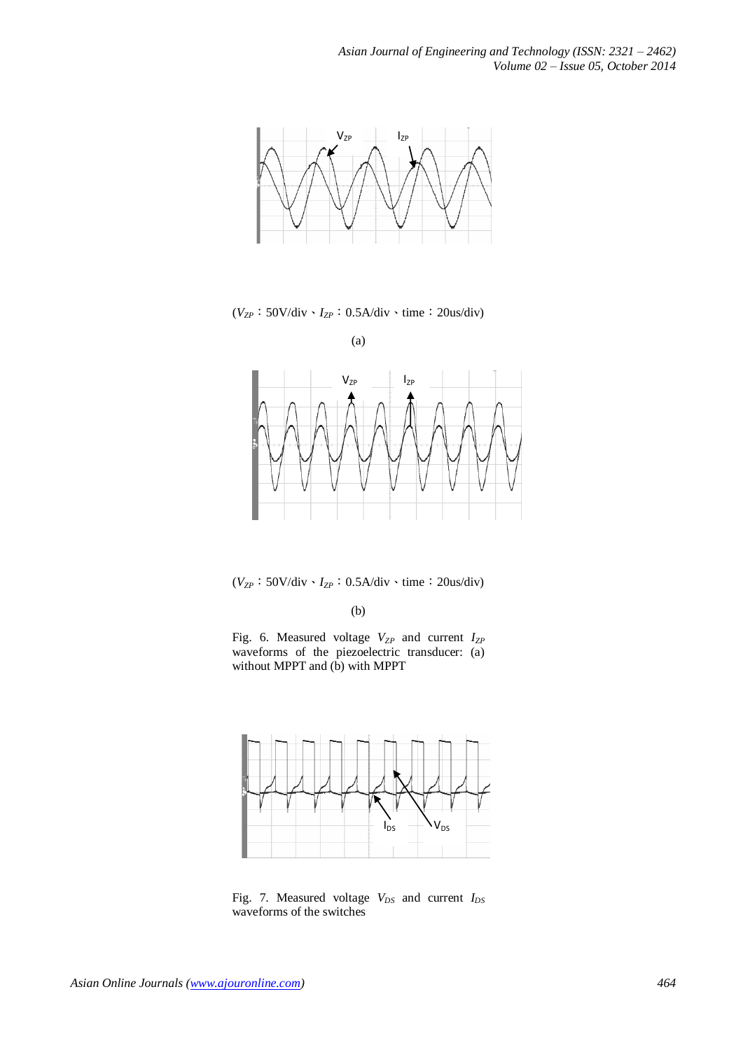($V_{ZP}$：50V/div、$I_{ZP}$：0.5A/div、time：20us/div)

(a)

($V_{ZP}$：50V/div、$I_{ZP}$：0.5A/div、time：20us/div)

(b)

Fig. 6. Measured voltage $V_{ZP}$ and current $I_{ZP}$ waveforms of the piezoelectric transducer: (a) without MPPT and (b) with MPPT

Fig. 7. Measured voltage $V_{DS}$ and current $I_{DS}$ waveforms of the switches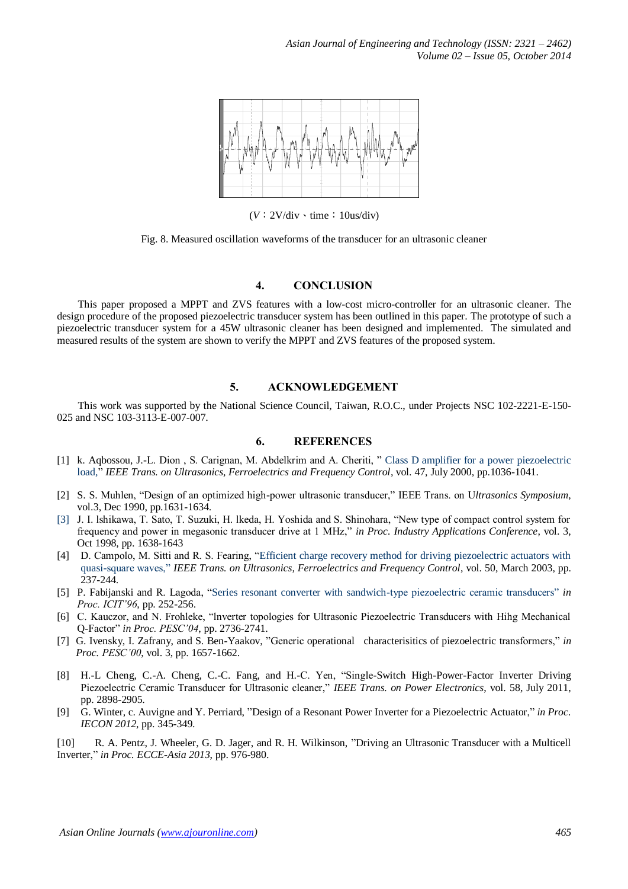($V$：2V/div、time：10us/div)

Fig. 8. Measured oscillation waveforms of the transducer for an ultrasonic cleaner

## 4. CONCLUSION

This paper proposed a MPPT and ZVS features with a low-cost micro-controller for an ultrasonic cleaner. The design procedure of the proposed piezoelectric transducer system has been outlined in this paper. The prototype of such a piezoelectric transducer system for a 45W ultrasonic cleaner has been designed and implemented. The simulated and measured results of the system are shown to verify the MPPT and ZVS features of the proposed system.

## 5. ACKNOWLEDGEMENT

This work was supported by the National Science Council, Taiwan, R.O.C., under Projects NSC 102-2221-E-150-025 and NSC 103-3113-E-007-007.

## 6. REFERENCES

[1] k. Aqbossou, J.-L. Dion , S. Carignan, M. Abdelkrim and A. Cheriti, " Class D amplifier for a power piezoelectric load," *IEEE Trans. on Ultrasonics, Ferroelectrics and Frequency Control*, vol. 47, July 2000, pp.1036-1041.

[2] S. S. Muhlen, "Design of an optimized high-power ultrasonic transducer," IEEE Trans. on U*ltrasonics Symposium*, vol.3, Dec 1990, pp.1631-1634.

[3] J. I. lshikawa, T. Sato, T. Suzuki, H. lkeda, H. Yoshida and S. Shinohara, "New type of compact control system for frequency and power in megasonic transducer drive at 1 MHz," *in Proc. Industry Applications Conference*, vol. 3, Oct 1998, pp. 1638-1643

[4] D. Campolo, M. Sitti and R. S. Fearing, "Efficient charge recovery method for driving piezoelectric actuators with quasi-square waves," *IEEE Trans. on Ultrasonics, Ferroelectrics and Frequency Control*, vol. 50, March 2003, pp. 237-244.

[5] P. Fabijanski and R. Lagoda, "Series resonant converter with sandwich-type piezoelectric ceramic transducers" *in Proc. ICIT'96*, pp. 252-256.

[6] C. Kauczor, and N. Frohleke, "lnverter topologies for Ultrasonic Piezoelectric Transducers with Hihg Mechanical Q-Factor" *in Proc. PESC'04*, pp. 2736-2741.

[7] G. Ivensky, I. Zafrany, and S. Ben-Yaakov, "Generic operational characterisitics of piezoelectric transformers," *in Proc. PESC'00*, vol. 3, pp. 1657-1662.

[8] H.-L Cheng, C.-A. Cheng, C.-C. Fang, and H.-C. Yen, "Single-Switch High-Power-Factor Inverter Driving Piezoelectric Ceramic Transducer for Ultrasonic cleaner," *IEEE Trans. on Power Electronics*, vol. 58, July 2011, pp. 2898-2905.

[9] G. Winter, c. Auvigne and Y. Perriard, "Design of a Resonant Power Inverter for a Piezoelectric Actuator," *in Proc. IECON 2012*, pp. 345-349.

[10] R. A. Pentz, J. Wheeler, G. D. Jager, and R. H. Wilkinson, "Driving an Ultrasonic Transducer with a Multicell Inverter," *in Proc. ECCE-Asia 2013*, pp. 976-980.